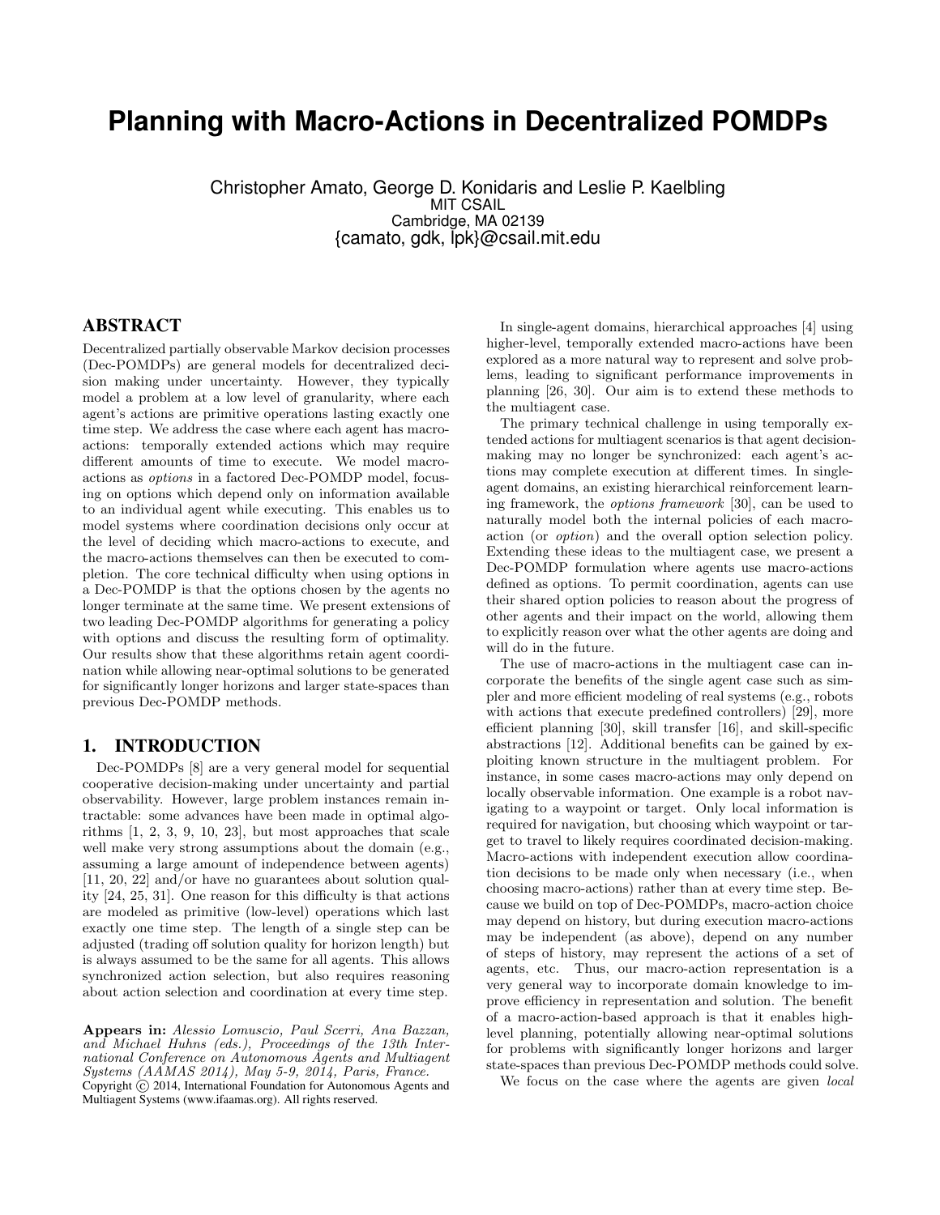# Planning with Macro-Actions in Decentralized POMDPs

Christopher Amato, George D. Konidaris and Leslie P. Kaelbling
MIT CSAIL
Cambridge, MA 02139
{camato, gdk, lpk}@csail.mit.edu

## ABSTRACT

Decentralized partially observable Markov decision processes (Dec-POMDPs) are general models for decentralized decision making under uncertainty. However, they typically model a problem at a low level of granularity, where each agent's actions are primitive operations lasting exactly one time step. We address the case where each agent has macro-actions: temporally extended actions which may require different amounts of time to execute. We model macro-actions as *options* in a factored Dec-POMDP model, focusing on options which depend only on information available to an individual agent while executing. This enables us to model systems where coordination decisions only occur at the level of deciding which macro-actions to execute, and the macro-actions themselves can then be executed to completion. The core technical difficulty when using options in a Dec-POMDP is that the options chosen by the agents no longer terminate at the same time. We present extensions of two leading Dec-POMDP algorithms for generating a policy with options and discuss the resulting form of optimality. Our results show that these algorithms retain agent coordination while allowing near-optimal solutions to be generated for significantly longer horizons and larger state-spaces than previous Dec-POMDP methods.

## 1. INTRODUCTION

Dec-POMDPs [8] are a very general model for sequential cooperative decision-making under uncertainty and partial observability. However, large problem instances remain intractable: some advances have been made in optimal algorithms [1, 2, 3, 9, 10, 23], but most approaches that scale well make very strong assumptions about the domain (e.g., assuming a large amount of independence between agents) [11, 20, 22] and/or have no guarantees about solution quality [24, 25, 31]. One reason for this difficulty is that actions are modeled as primitive (low-level) operations which last exactly one time step. The length of a single step can be adjusted (trading off solution quality for horizon length) but is always assumed to be the same for all agents. This allows synchronized action selection, but also requires reasoning about action selection and coordination at every time step.

**Appears in:** *Alessio Lomuscio, Paul Scerri, Ana Bazzan, and Michael Huhns (eds.), Proceedings of the 13th International Conference on Autonomous Agents and Multiagent Systems (AAMAS 2014), May 5-9, 2014, Paris, France.*
Copyright © 2014, International Foundation for Autonomous Agents and Multiagent Systems (www.ifaamas.org). All rights reserved.

In single-agent domains, hierarchical approaches [4] using higher-level, temporally extended macro-actions have been explored as a more natural way to represent and solve problems, leading to significant performance improvements in planning [26, 30]. Our aim is to extend these methods to the multiagent case.

The primary technical challenge in using temporally extended actions for multiagent scenarios is that agent decision-making may no longer be synchronized: each agent's actions may complete execution at different times. In single-agent domains, an existing hierarchical reinforcement learning framework, the *options framework* [30], can be used to naturally model both the internal policies of each macro-action (or *option*) and the overall option selection policy. Extending these ideas to the multiagent case, we present a Dec-POMDP formulation where agents use macro-actions defined as options. To permit coordination, agents can use their shared option policies to reason about the progress of other agents and their impact on the world, allowing them to explicitly reason over what the other agents are doing and will do in the future.

The use of macro-actions in the multiagent case can incorporate the benefits of the single agent case such as simpler and more efficient modeling of real systems (e.g., robots with actions that execute predefined controllers) [29], more efficient planning [30], skill transfer [16], and skill-specific abstractions [12]. Additional benefits can be gained by exploiting known structure in the multiagent problem. For instance, in some cases macro-actions may only depend on locally observable information. One example is a robot navigating to a waypoint or target. Only local information is required for navigation, but choosing which waypoint or target to travel to likely requires coordinated decision-making. Macro-actions with independent execution allow coordination decisions to be made only when necessary (i.e., when choosing macro-actions) rather than at every time step. Because we build on top of Dec-POMDPs, macro-action choice may depend on history, but during execution macro-actions may be independent (as above), depend on any number of steps of history, may represent the actions of a set of agents, etc. Thus, our macro-action representation is a very general way to incorporate domain knowledge to improve efficiency in representation and solution. The benefit of a macro-action-based approach is that it enables high-level planning, potentially allowing near-optimal solutions for problems with significantly longer horizons and larger state-spaces than previous Dec-POMDP methods could solve.

We focus on the case where the agents are given *local*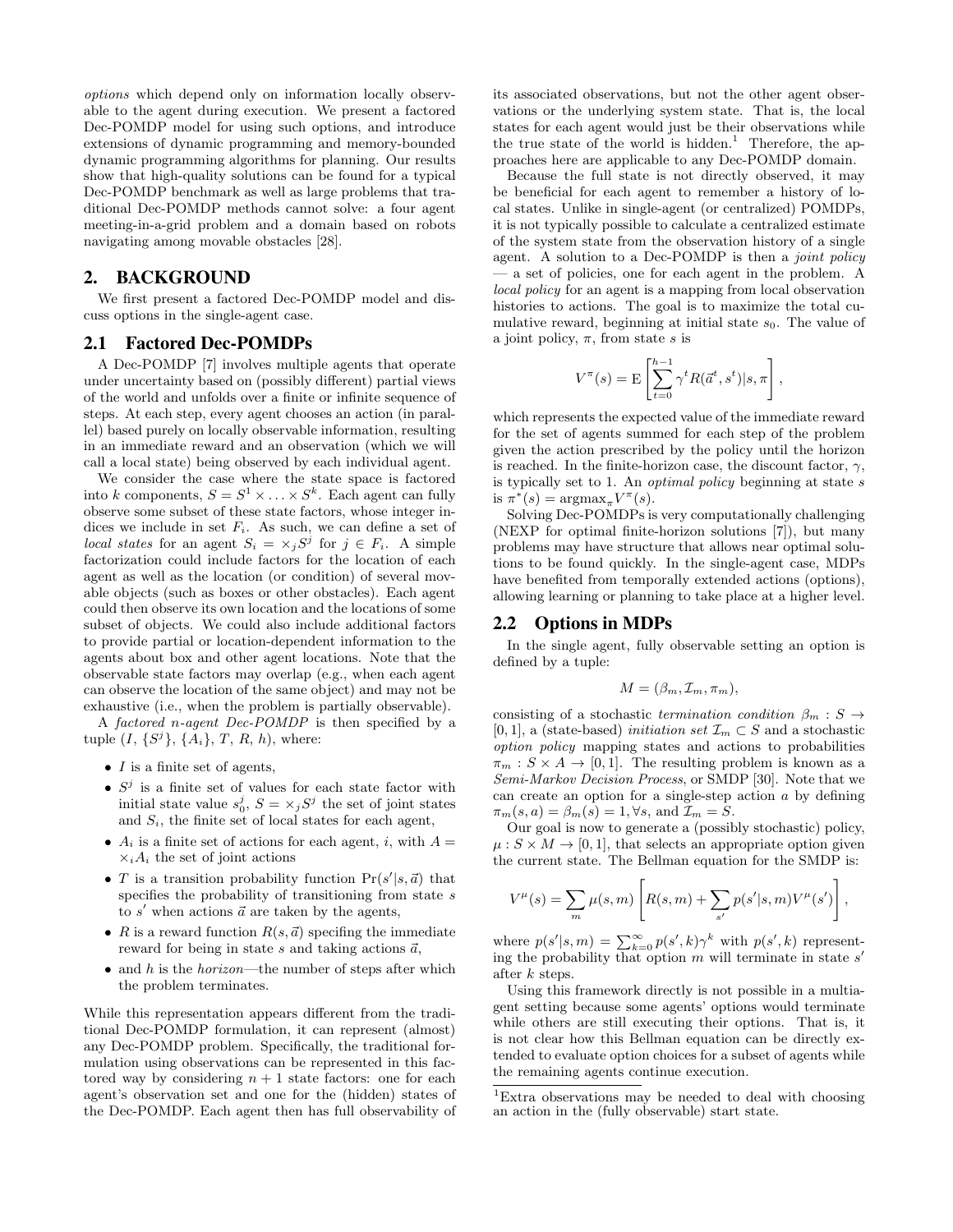*options* which depend only on information locally observable to the agent during execution. We present a factored Dec-POMDP model for using such options, and introduce extensions of dynamic programming and memory-bounded dynamic programming algorithms for planning. Our results show that high-quality solutions can be found for a typical Dec-POMDP benchmark as well as large problems that traditional Dec-POMDP methods cannot solve: a four agent meeting-in-a-grid problem and a domain based on robots navigating among movable obstacles [28].

## 2. BACKGROUND

We first present a factored Dec-POMDP model and discuss options in the single-agent case.

### 2.1 Factored Dec-POMDPs

A Dec-POMDP [7] involves multiple agents that operate under uncertainty based on (possibly different) partial views of the world and unfolds over a finite or infinite sequence of steps. At each step, every agent chooses an action (in parallel) based purely on locally observable information, resulting in an immediate reward and an observation (which we will call a local state) being observed by each individual agent.

We consider the case where the state space is factored into $k$ components, $S = S^1 \times \ldots \times S^k$. Each agent can fully observe some subset of these state factors, whose integer indices we include in set $F_i$. As such, we can define a set of *local states* for an agent $S_i = \times_j S^j$ for $j \in F_i$. A simple factorization could include factors for the location of each agent as well as the location (or condition) of several movable objects (such as boxes or other obstacles). Each agent could then observe its own location and the locations of some subset of objects. We could also include additional factors to provide partial or location-dependent information to the agents about box and other agent locations. Note that the observable state factors may overlap (e.g., when each agent can observe the location of the same object) and may not be exhaustive (i.e., when the problem is partially observable).

A *factored n-agent Dec-POMDP* is then specified by a tuple $(I, \{S^j\}, \{A_i\}, T, R, h)$, where:

- $I$ is a finite set of agents,
- $S^j$ is a finite set of values for each state factor with initial state value $s_0^j$, $S = \times_j S^j$ the set of joint states and $S_i$, the finite set of local states for each agent,
- $A_i$ is a finite set of actions for each agent, $i$, with $A = \times_i A_i$ the set of joint actions
- $T$ is a transition probability function $\Pr(s'|s, \vec{a})$ that specifies the probability of transitioning from state $s$ to $s'$ when actions $\vec{a}$ are taken by the agents,
- $R$ is a reward function $R(s, \vec{a})$ specifing the immediate reward for being in state $s$ and taking actions $\vec{a}$,
- and $h$ is the *horizon*—the number of steps after which the problem terminates.

While this representation appears different from the traditional Dec-POMDP formulation, it can represent (almost) any Dec-POMDP problem. Specifically, the traditional formulation using observations can be represented in this factored way by considering $n+1$ state factors: one for each agent's observation set and one for the (hidden) states of the Dec-POMDP. Each agent then has full observability of its associated observations, but not the other agent observations or the underlying system state. That is, the local states for each agent would just be their observations while the true state of the world is hidden.[1] Therefore, the approaches here are applicable to any Dec-POMDP domain.

Because the full state is not directly observed, it may be beneficial for each agent to remember a history of local states. Unlike in single-agent (or centralized) POMDPs, it is not typically possible to calculate a centralized estimate of the system state from the observation history of a single agent. A solution to a Dec-POMDP is then a *joint policy* — a set of policies, one for each agent in the problem. A *local policy* for an agent is a mapping from local observation histories to actions. The goal is to maximize the total cumulative reward, beginning at initial state $s_0$. The value of a joint policy, $\pi$, from state $s$ is

$$V^{\pi}(s) = \mathrm{E}\left[\sum_{t=0}^{h-1} \gamma^t R(\vec{a}^t, s^t)|s, \pi\right],$$

which represents the expected value of the immediate reward for the set of agents summed for each step of the problem given the action prescribed by the policy until the horizon is reached. In the finite-horizon case, the discount factor, $\gamma$, is typically set to 1. An *optimal policy* beginning at state $s$ is $\pi^*(s) = \mathrm{argmax}_{\pi} V^{\pi}(s)$.

Solving Dec-POMDPs is very computationally challenging (NEXP for optimal finite-horizon solutions [7]), but many problems may have structure that allows near optimal solutions to be found quickly. In the single-agent case, MDPs have benefited from temporally extended actions (options), allowing learning or planning to take place at a higher level.

### 2.2 Options in MDPs

In the single agent, fully observable setting an option is defined by a tuple:

$$M = (\beta_m, \mathcal{I}_m, \pi_m),$$

consisting of a stochastic *termination condition* $\beta_m : S \rightarrow [0, 1]$, a (state-based) *initiation set* $\mathcal{I}_m \subset S$ and a stochastic *option policy* mapping states and actions to probabilities $\pi_m : S \times A \rightarrow [0, 1]$. The resulting problem is known as a *Semi-Markov Decision Process*, or SMDP [30]. Note that we can create an option for a single-step action $a$ by defining $\pi_m(s, a) = \beta_m(s) = 1, \forall s$, and $\mathcal{I}_m = S$.

Our goal is now to generate a (possibly stochastic) policy, $\mu : S \times M \rightarrow [0, 1]$, that selects an appropriate option given the current state. The Bellman equation for the SMDP is:

$$V^{\mu}(s) = \sum_m \mu(s, m)\left[R(s, m) + \sum_{s'} p(s'|s, m) V^{\mu}(s')\right],$$

where $p(s'|s, m) = \sum_{k=0}^{\infty} p(s', k)\gamma^k$ with $p(s', k)$ representing the probability that option $m$ will terminate in state $s'$ after $k$ steps.

Using this framework directly is not possible in a multiagent setting because some agents' options would terminate while others are still executing their options. That is, it is not clear how this Bellman equation can be directly extended to evaluate option choices for a subset of agents while the remaining agents continue execution.

[1] Extra observations may be needed to deal with choosing an action in the (fully observable) start state.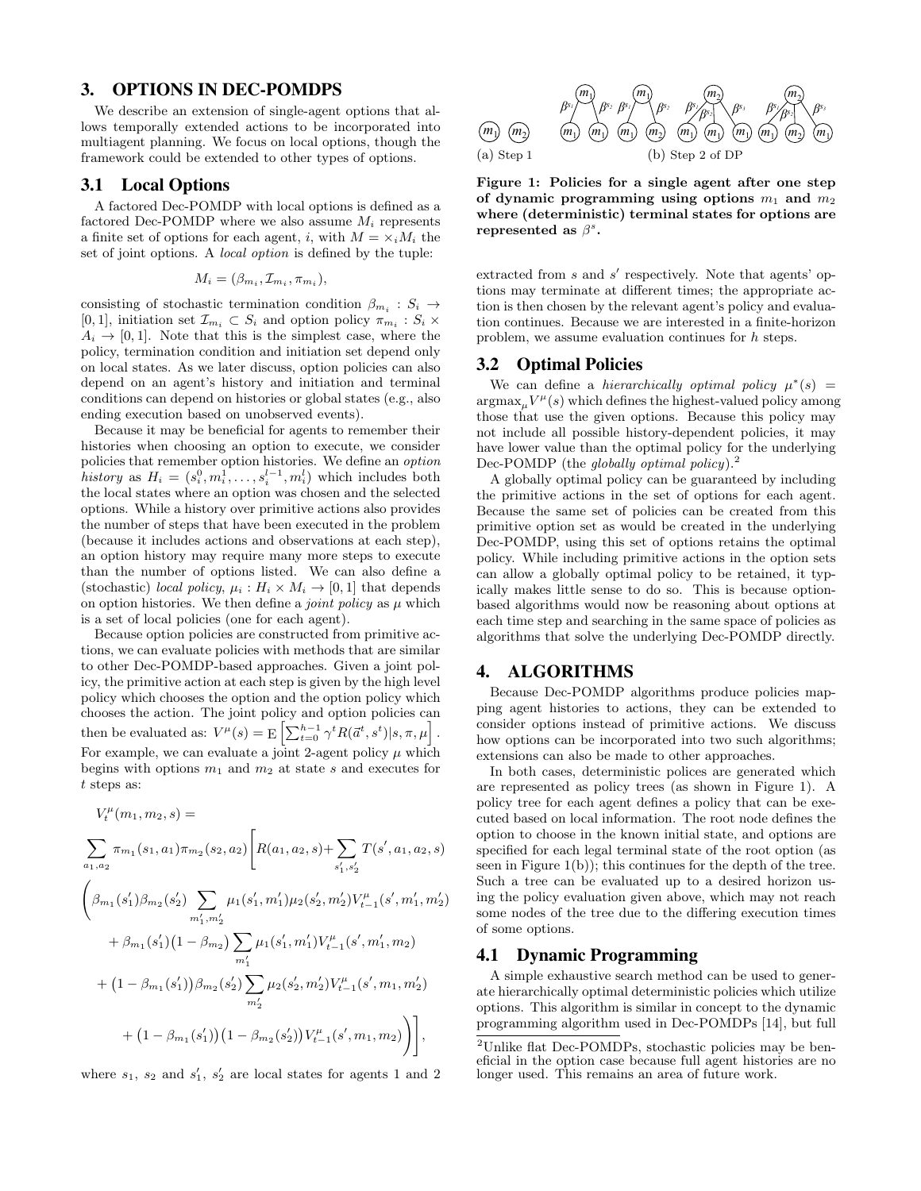## 3. OPTIONS IN DEC-POMDPS

We describe an extension of single-agent options that allows temporally extended actions to be incorporated into multiagent planning. We focus on local options, though the framework could be extended to other types of options.

### 3.1 Local Options

A factored Dec-POMDP with local options is defined as a factored Dec-POMDP where we also assume $M_i$ represents a finite set of options for each agent, $i$, with $M = \times_i M_i$ the set of joint options. A *local option* is defined by the tuple:

$$M_i = (\beta_{m_i}, \mathcal{I}_{m_i}, \pi_{m_i}),$$

consisting of stochastic termination condition $\beta_{m_i} : S_i \rightarrow [0, 1]$, initiation set $\mathcal{I}_{m_i} \subset S_i$ and option policy $\pi_{m_i} : S_i \times A_i \rightarrow [0, 1]$. Note that this is the simplest case, where the policy, termination condition and initiation set depend only on local states. As we later discuss, option policies can also depend on an agent's history and initiation and terminal conditions can depend on histories or global states (e.g., also ending execution based on unobserved events).

Because it may be beneficial for agents to remember their histories when choosing an option to execute, we consider policies that remember option histories. We define an *option history* as $H_i = (s_i^0, m_i^1, \ldots, s_i^{l-1}, m_i^l)$ which includes both the local states where an option was chosen and the selected options. While a history over primitive actions also provides the number of steps that have been executed in the problem (because it includes actions and observations at each step), an option history may require many more steps to execute than the number of options listed. We can also define a (stochastic) *local policy*, $\mu_i : H_i \times M_i \rightarrow [0, 1]$ that depends on option histories. We then define a *joint policy* as $\mu$ which is a set of local policies (one for each agent).

Because option policies are constructed from primitive actions, we can evaluate policies with methods that are similar to other Dec-POMDP-based approaches. Given a joint policy, the primitive action at each step is given by the high level policy which chooses the option and the option policy which chooses the action. The joint policy and option policies can then be evaluated as: $V^\mu(s) = \mathrm{E}\left[\sum_{t=0}^{h-1} \gamma^t R(\vec{a}^t, s^t)|s, \pi, \mu\right]$. For example, we can evaluate a joint 2-agent policy $\mu$ which begins with options $m_1$ and $m_2$ at state $s$ and executes for $t$ steps as:

$$
\begin{aligned}
&V_t^\mu(m_1, m_2, s) = \\
&\sum_{a_1, a_2} \pi_{m_1}(s_1, a_1)\pi_{m_2}(s_2, a_2)\Bigg[R(a_1, a_2, s) + \sum_{s_1', s_2'} T(s', a_1, a_2, s) \\
&\Bigg(\beta_{m_1}(s_1')\beta_{m_2}(s_2') \sum_{m_1', m_2'} \mu_1(s_1', m_1')\mu_2(s_2', m_2')V_{t-1}^\mu(s', m_1', m_2') \\
&\quad + \beta_{m_1}(s_1')\big(1 - \beta_{m_2}\big) \sum_{m_1'} \mu_1(s_1', m_1')V_{t-1}^\mu(s', m_1', m_2) \\
&\quad + \big(1 - \beta_{m_1}(s_1')\big)\beta_{m_2}(s_2') \sum_{m_2'} \mu_2(s_2', m_2')V_{t-1}^\mu(s', m_1, m_2') \\
&\quad + \big(1 - \beta_{m_1}(s_1')\big)\big(1 - \beta_{m_2}(s_2')\big)V_{t-1}^\mu(s', m_1, m_2)\Bigg)\Bigg],
\end{aligned}
$$

where $s_1$, $s_2$ and $s_1'$, $s_2'$ are local states for agents 1 and 2 extracted from $s$ and $s'$ respectively. Note that agents' options may terminate at different times; the appropriate action is then chosen by the relevant agent's policy and evaluation continues. Because we are interested in a finite-horizon problem, we assume evaluation continues for $h$ steps.

**Figure 1: Policies for a single agent after one step of dynamic programming using options $m_1$ and $m_2$ where (deterministic) terminal states for options are represented as $\beta^s$.** (a) Step 1 (b) Step 2 of DP

### 3.2 Optimal Policies

We can define a *hierarchically optimal policy* $\mu^*(s) = \mathrm{argmax}_\mu V^\mu(s)$ which defines the highest-valued policy among those that use the given options. Because this policy may not include all possible history-dependent policies, it may have lower value than the optimal policy for the underlying Dec-POMDP (the *globally optimal policy*).[2]

A globally optimal policy can be guaranteed by including the primitive actions in the set of options for each agent. Because the same set of policies can be created from this primitive option set as would be created in the underlying Dec-POMDP, using this set of options retains the optimal policy. While including primitive actions in the option sets can allow a globally optimal policy to be retained, it typically makes little sense to do so. This is because option-based algorithms would now be reasoning about options at each time step and searching in the same space of policies as algorithms that solve the underlying Dec-POMDP directly.

## 4. ALGORITHMS

Because Dec-POMDP algorithms produce policies mapping agent histories to actions, they can be extended to consider options instead of primitive actions. We discuss how options can be incorporated into two such algorithms; extensions can also be made to other approaches.

In both cases, deterministic polices are generated which are represented as policy trees (as shown in Figure 1). A policy tree for each agent defines a policy that can be executed based on local information. The root node defines the option to choose in the known initial state, and options are specified for each legal terminal state of the root option (as seen in Figure 1(b)); this continues for the depth of the tree. Such a tree can be evaluated up to a desired horizon using the policy evaluation given above, which may not reach some nodes of the tree due to the differing execution times of some options.

### 4.1 Dynamic Programming

A simple exhaustive search method can be used to generate hierarchically optimal deterministic policies which utilize options. This algorithm is similar in concept to the dynamic programming algorithm used in Dec-POMDPs [14], but full

[2] Unlike flat Dec-POMDPs, stochastic policies may be beneficial in the option case because full agent histories are no longer used. This remains an area of future work.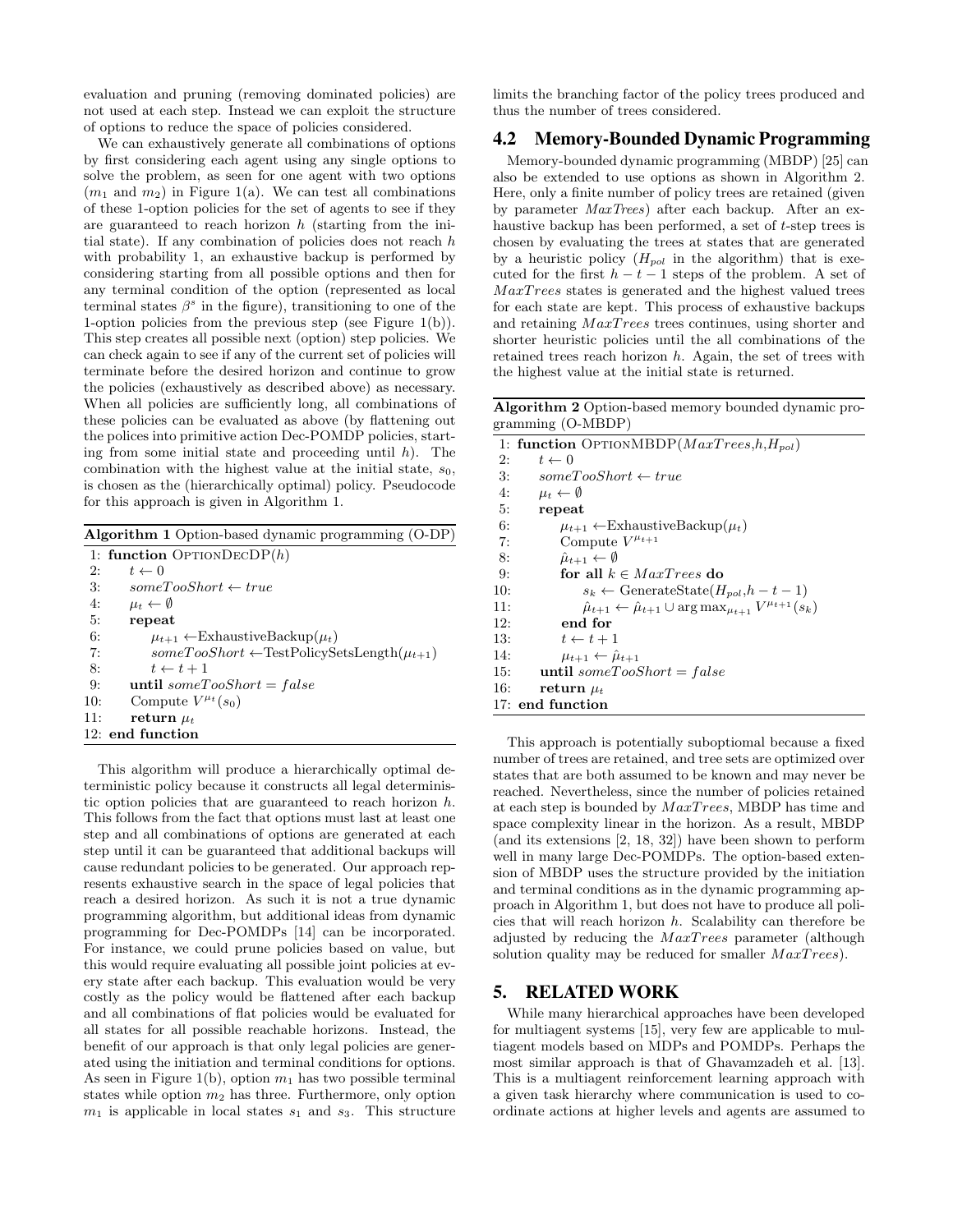evaluation and pruning (removing dominated policies) are not used at each step. Instead we can exploit the structure of options to reduce the space of policies considered.

We can exhaustively generate all combinations of options by first considering each agent using any single options to solve the problem, as seen for one agent with two options ($m_1$ and $m_2$) in Figure 1(a). We can test all combinations of these 1-option policies for the set of agents to see if they are guaranteed to reach horizon $h$ (starting from the initial state). If any combination of policies does not reach $h$ with probability 1, an exhaustive backup is performed by considering starting from all possible options and then for any terminal condition of the option (represented as local terminal states $\beta^s$ in the figure), transitioning to one of the 1-option policies from the previous step (see Figure 1(b)). This step creates all possible next (option) step policies. We can check again to see if any of the current set of policies will terminate before the desired horizon and continue to grow the policies (exhaustively as described above) as necessary. When all policies are sufficiently long, all combinations of these policies can be evaluated as above (by flattening out the polices into primitive action Dec-POMDP policies, starting from some initial state and proceeding until $h$). The combination with the highest value at the initial state, $s_0$, is chosen as the (hierarchically optimal) policy. Pseudocode for this approach is given in Algorithm 1.

**Algorithm 1** Option-based dynamic programming (O-DP)

```
1:  function OptionDecDP(h)
2:      t ← 0
3:      someTooShort ← true
4:      μ_t ← ∅
5:      repeat
6:          μ_{t+1} ← ExhaustiveBackup(μ_t)
7:          someTooShort ← TestPolicySetsLength(μ_{t+1})
8:          t ← t + 1
9:      until someTooShort = false
10:     Compute V^{μ_t}(s_0)
11:     return μ_t
12: end function
```

This algorithm will produce a hierarchically optimal deterministic policy because it constructs all legal deterministic option policies that are guaranteed to reach horizon $h$. This follows from the fact that options must last at least one step and all combinations of options are generated at each step until it can be guaranteed that additional backups will cause redundant policies to be generated. Our approach represents exhaustive search in the space of legal policies that reach a desired horizon. As such it is not a true dynamic programming algorithm, but additional ideas from dynamic programming for Dec-POMDPs [14] can be incorporated. For instance, we could prune policies based on value, but this would require evaluating all possible joint policies at every state after each backup. This evaluation would be very costly as the policy would be flattened after each backup and all combinations of flat policies would be evaluated for all states for all possible reachable horizons. Instead, the benefit of our approach is that only legal policies are generated using the initiation and terminal conditions for options. As seen in Figure 1(b), option $m_1$ has two possible terminal states while option $m_2$ has three. Furthermore, only option $m_1$ is applicable in local states $s_1$ and $s_3$. This structure limits the branching factor of the policy trees produced and thus the number of trees considered.

## 4.2 Memory-Bounded Dynamic Programming

Memory-bounded dynamic programming (MBDP) [25] can also be extended to use options as shown in Algorithm 2. Here, only a finite number of policy trees are retained (given by parameter *MaxTrees*) after each backup. After an exhaustive backup has been performed, a set of $t$-step trees is chosen by evaluating the trees at states that are generated by a heuristic policy ($H_{pol}$ in the algorithm) that is executed for the first $h - t - 1$ steps of the problem. A set of $MaxTrees$ states is generated and the highest valued trees for each state are kept. This process of exhaustive backups and retaining $MaxTrees$ trees continues, using shorter and shorter heuristic policies until the all combinations of the retained trees reach horizon $h$. Again, the set of trees with the highest value at the initial state is returned.

**Algorithm 2** Option-based memory bounded dynamic programming (O-MBDP)

```
1:  function OptionMBDP(MaxTrees, h, H_pol)
2:      t ← 0
3:      someTooShort ← true
4:      μ_t ← ∅
5:      repeat
6:          μ_{t+1} ← ExhaustiveBackup(μ_t)
7:          Compute V^{μ_{t+1}}
8:          μ̂_{t+1} ← ∅
9:          for all k ∈ MaxTrees do
10:             s_k ← GenerateState(H_pol, h − t − 1)
11:             μ̂_{t+1} ← μ̂_{t+1} ∪ argmax_{μ_{t+1}} V^{μ_{t+1}}(s_k)
12:         end for
13:         t ← t + 1
14:         μ_{t+1} ← μ̂_{t+1}
15:     until someTooShort = false
16:     return μ_t
17: end function
```

This approach is potentially suboptiomal because a fixed number of trees are retained, and tree sets are optimized over states that are both assumed to be known and may never be reached. Nevertheless, since the number of policies retained at each step is bounded by $MaxTrees$, MBDP has time and space complexity linear in the horizon. As a result, MBDP (and its extensions [2, 18, 32]) have been shown to perform well in many large Dec-POMDPs. The option-based extension of MBDP uses the structure provided by the initiation and terminal conditions as in the dynamic programming approach in Algorithm 1, but does not have to produce all policies that will reach $h$. Scalability can therefore be adjusted by reducing the $MaxTrees$ parameter (although solution quality may be reduced for smaller $MaxTrees$).

# 5. RELATED WORK

While many hierarchical approaches have been developed for multiagent systems [15], very few are applicable to multiagent models based on MDPs and POMDPs. Perhaps the most similar approach is that of Ghavamzadeh et al. [13]. This is a multiagent reinforcement learning approach with a given task hierarchy where communication is used to coordinate actions at higher levels and agents are assumed to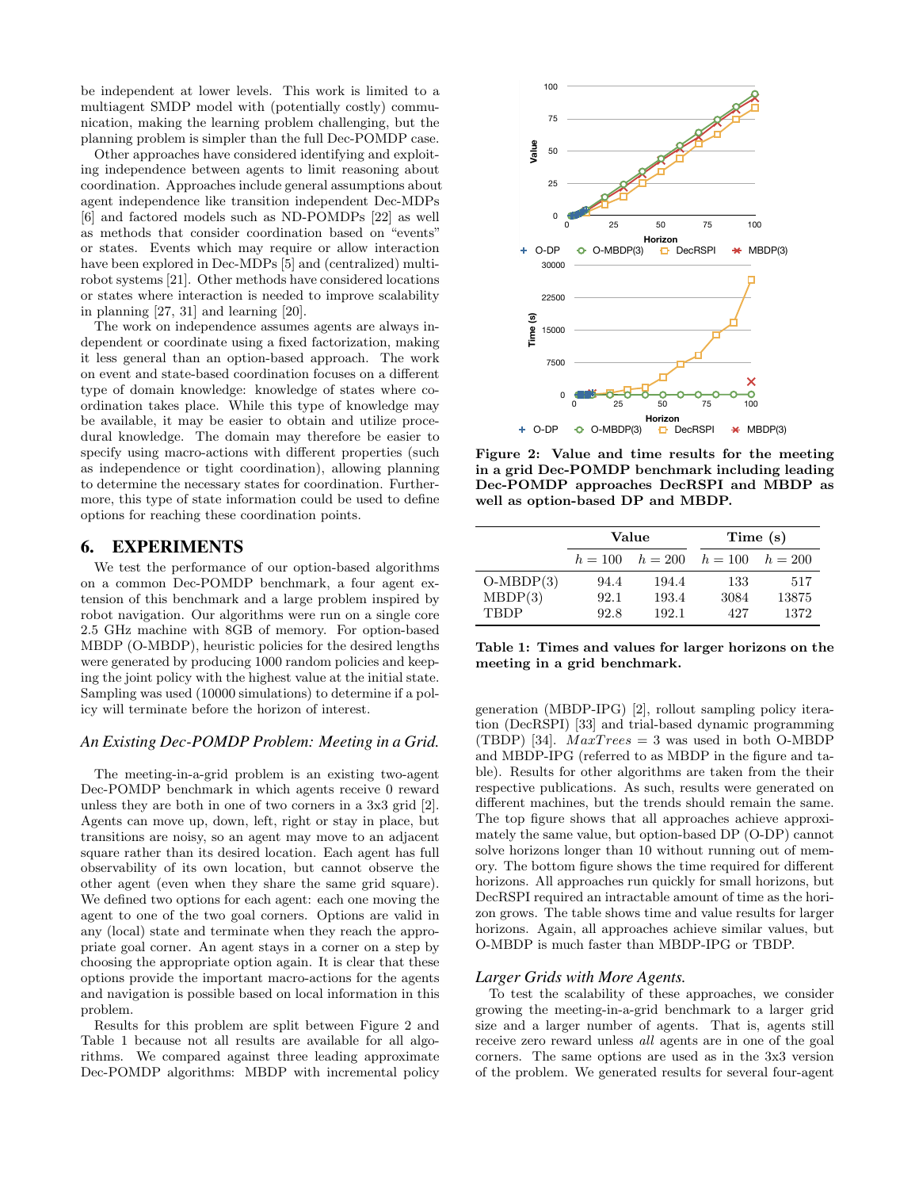be independent at lower levels. This work is limited to a multiagent SMDP model with (potentially costly) communication, making the learning problem challenging, but the planning problem is simpler than the full Dec-POMDP case.

Other approaches have considered identifying and exploiting independence between agents to limit reasoning about coordination. Approaches include general assumptions about agent independence like transition independent Dec-MDPs [6] and factored models such as ND-POMDPs [22] as well as methods that consider coordination based on "events" or states. Events which may require or allow interaction have been explored in Dec-MDPs [5] and (centralized) multi-robot systems [21]. Other methods have considered locations or states where interaction is needed to improve scalability in planning [27, 31] and learning [20].

The work on independence assumes agents are always independent or coordinate using a fixed factorization, making it less general than an option-based approach. The work on event and state-based coordination focuses on a different type of domain knowledge: knowledge of states where coordination takes place. While this type of knowledge may be available, it may be easier to obtain and utilize procedural knowledge. The domain may therefore be easier to specify using macro-actions with different properties (such as independence or tight coordination), allowing planning to determine the necessary states for coordination. Furthermore, this type of state information could be used to define options for reaching these coordination points.

## 6. EXPERIMENTS

We test the performance of our option-based algorithms on a common Dec-POMDP benchmark, a four agent extension of this benchmark and a large problem inspired by robot navigation. Our algorithms were run on a single core 2.5 GHz machine with 8GB of memory. For option-based MBDP (O-MBDP), heuristic policies for the desired lengths were generated by producing 1000 random policies and keeping the joint policy with the highest value at the initial state. Sampling was used (10000 simulations) to determine if a policy will terminate before the horizon of interest.

### *An Existing Dec-POMDP Problem: Meeting in a Grid.*

The meeting-in-a-grid problem is an existing two-agent Dec-POMDP benchmark in which agents receive 0 reward unless they are both in one of two corners in a 3x3 grid [2]. Agents can move up, down, left, right or stay in place, but transitions are noisy, so an agent may move to an adjacent square rather than its desired location. Each agent has full observability of its own location, but cannot observe the other agent (even when they share the same grid square). We defined two options for each agent: each one moving the agent to one of the two goal corners. Options are valid in any (local) state and terminate when they reach the appropriate goal corner. An agent stays in a corner on a step by choosing the appropriate option again. It is clear that these options provide the important macro-actions for the agents and navigation is possible based on local information in this problem.

Results for this problem are split between Figure 2 and Table 1 because not all results are available for all algorithms. We compared against three leading approximate Dec-POMDP algorithms: MBDP with incremental policy generation (MBDP-IPG) [2], rollout sampling policy iteration (DecRSPI) [33] and trial-based dynamic programming (TBDP) [34]. $MaxTrees = 3$ was used in both O-MBDP and MBDP-IPG (referred to as MBDP in the figure and table). Results for other algorithms are taken from the their respective publications. As such, results were generated on different machines, but the trends should remain the same. The top figure shows that all approaches achieve approximately the same value, but option-based DP (O-DP) cannot solve horizons longer than 10 without running out of memory. The bottom figure shows the time required for different horizons. All approaches run quickly for small horizons, but DecRSPI required an intractable amount of time as the horizon grows. The table shows time and value results for larger horizons. Again, all approaches achieve similar values, but O-MBDP is much faster than MBDP-IPG or TBDP.

**Figure 2: Value and time results for the meeting in a grid Dec-POMDP benchmark including leading Dec-POMDP approaches DecRSPI and MBDP as well as option-based DP and MBDP.**

| | Value | | Time (s) | |
|---|---|---|---|---|
| | $h = 100$ | $h = 200$ | $h = 100$ | $h = 200$ |
| O-MBDP(3) | 94.4 | 194.4 | 133 | 517 |
| MBDP(3) | 92.1 | 193.4 | 3084 | 13875 |
| TBDP | 92.8 | 192.1 | 427 | 1372 |

**Table 1: Times and values for larger horizons on the meeting in a grid benchmark.**

### *Larger Grids with More Agents.*

To test the scalability of these approaches, we consider growing the meeting-in-a-grid benchmark to a larger grid size and a larger number of agents. That is, agents still receive zero reward unless *all* agents are in one of the goal corners. The same options are used as in the 3x3 version of the problem. We generated results for several four-agent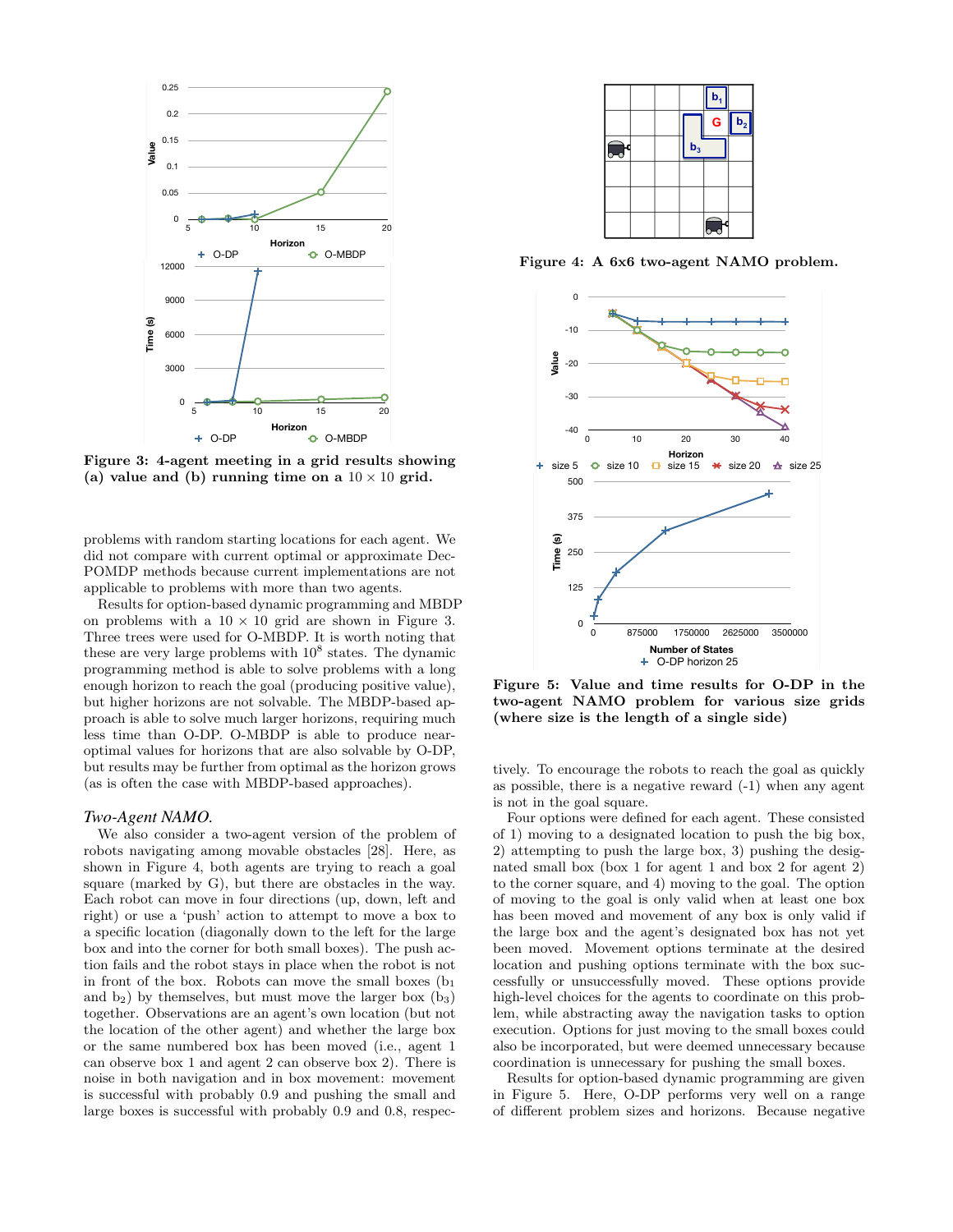Figure 3: 4-agent meeting in a grid results showing (a) value and (b) running time on a $10 \times 10$ grid.

problems with random starting locations for each agent. We did not compare with current optimal or approximate Dec-POMDP methods because current implementations are not applicable to problems with more than two agents.

Results for option-based dynamic programming and MBDP on problems with a $10 \times 10$ grid are shown in Figure 3. Three trees were used for O-MBDP. It is worth noting that these are very large problems with $10^8$ states. The dynamic programming method is able to solve problems with a long enough horizon to reach the goal (producing positive value), but higher horizons are not solvable. The MBDP-based approach is able to solve much larger horizons, requiring much less time than O-DP. O-MBDP is able to produce near-optimal values for horizons that are also solvable by O-DP, but results may be further from optimal as the horizon grows (as is often the case with MBDP-based approaches).

### *Two-Agent NAMO.*

We also consider a two-agent version of the problem of robots navigating among movable obstacles [28]. Here, as shown in Figure 4, both agents are trying to reach a goal square (marked by G), but there are obstacles in the way. Each robot can move in four directions (up, down, left and right) or use a 'push' action to attempt to move a box to a specific location (diagonally down to the left for the large box and into the corner for both small boxes). The push action fails and the robot stays in place when the robot is not in front of the box. Robots can move the small boxes ($b_1$ and $b_2$) by themselves, but must move the larger box ($b_3$) together. Observations are an agent's own location (but not the location of the other agent) and whether the large box or the same numbered box has been moved (i.e., agent 1 can observe box 1 and agent 2 can observe box 2). There is noise in both navigation and in box movement: movement is successful with probably 0.9 and pushing the small and large boxes is successful with probably 0.9 and 0.8, respectively. To encourage the robots to reach the goal as quickly as possible, there is a negative reward (-1) when any agent is not in the goal square.

Figure 4: A 6x6 two-agent NAMO problem.

Figure 5: Value and time results for O-DP in the two-agent NAMO problem for various size grids (where size is the length of a single side)

Four options were defined for each agent. These consisted of 1) moving to a designated location to push the big box, 2) attempting to push the large box, 3) pushing the designated small box (box 1 for agent 1 and box 2 for agent 2) to the corner square, and 4) moving to the goal. The option of moving to the goal is only valid when at least one box has been moved and movement of any box is only valid if the large box and the agent's designated box has not yet been moved. Movement options terminate at the desired location and pushing options terminate with the box successfully or unsuccessfully moved. These options provide high-level choices for the agents to coordinate on this problem, while abstracting away the navigation tasks to option execution. Options for just moving to the small boxes could also be incorporated, but were deemed unnecessary because coordination is unnecessary for pushing the small boxes.

Results for option-based dynamic programming are given in Figure 5. Here, O-DP performs very well on a range of different problem sizes and horizons. Because negative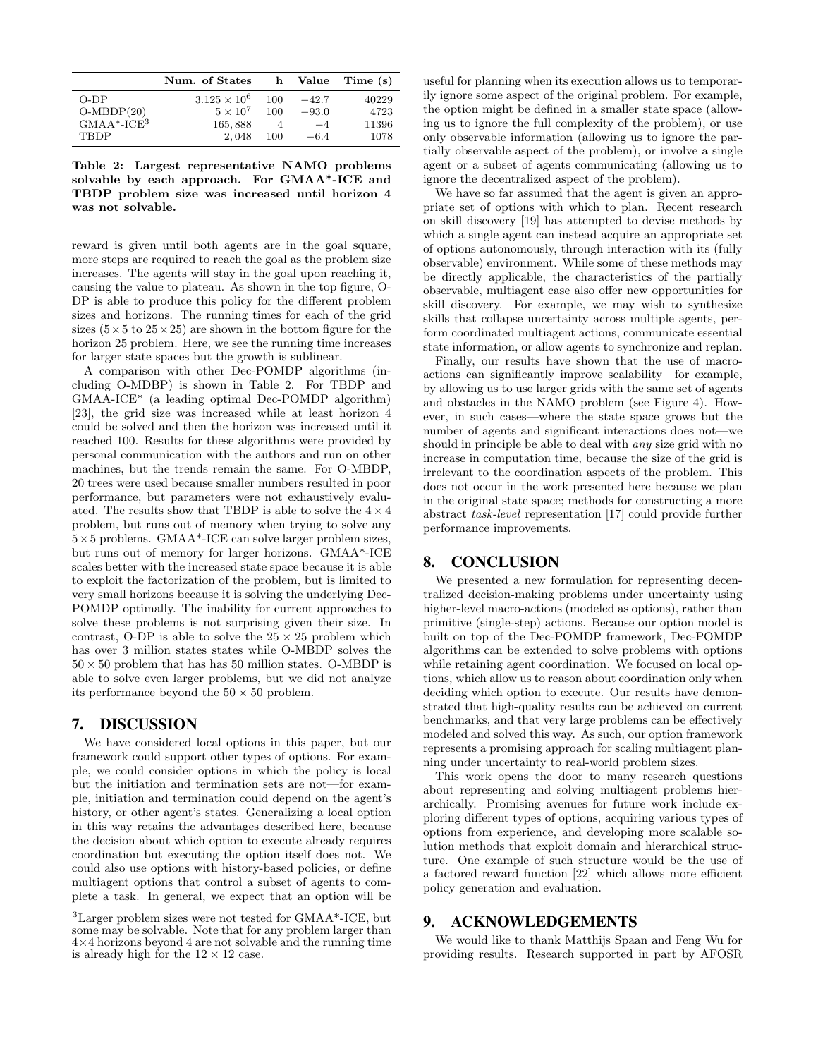| | Num. of States | h | Value | Time (s) |
|---|---|---|---|---|
| O-DP | $3.125 \times 10^6$ | 100 | $-42.7$ | 40229 |
| O-MBDP(20) | $5 \times 10^7$ | 100 | $-93.0$ | 4723 |
| GMAA*-ICE[3] | 165,888 | 4 | $-4$ | 11396 |
| TBDP | 2,048 | 100 | $-6.4$ | 1078 |

**Table 2: Largest representative NAMO problems solvable by each approach. For GMAA*-ICE and TBDP problem size was increased until horizon 4 was not solvable.**

reward is given until both agents are in the goal square, more steps are required to reach the goal as the problem size increases. The agents will stay in the goal upon reaching it, causing the value to plateau. As shown in the top figure, O-DP is able to produce this policy for the different problem sizes and horizons. The running times for each of the grid sizes ($5\times 5$ to $25\times 25$) are shown in the bottom figure for the horizon 25 problem. Here, we see the running time increases for larger state spaces but the growth is sublinear.

A comparison with other Dec-POMDP algorithms (including O-MDBP) is shown in Table 2. For TBDP and GMAA-ICE* (a leading optimal Dec-POMDP algorithm) [23], the grid size was increased while at least horizon 4 could be solved and then the horizon was increased until it reached 100. Results for these algorithms were provided by personal communication with the authors and run on other machines, but the trends remain the same. For O-MBDP, 20 trees were used because smaller numbers resulted in poor performance, but parameters were not exhaustively evaluated. The results show that TBDP is able to solve the $4\times 4$ problem, but runs out of memory when trying to solve any $5\times 5$ problems. GMAA*-ICE can solve larger problem sizes, but runs out of memory for larger horizons. GMAA*-ICE scales better with the increased state space because it is able to exploit the factorization of the problem, but is limited to very small horizons because it is solving the underlying Dec-POMDP optimally. The inability for current approaches to solve these problems is not surprising given their size. In contrast, O-DP is able to solve the $25\times 25$ problem which has over 3 million states states while O-MBDP solves the $50\times 50$ problem that has has 50 million states. O-MBDP is able to solve even larger problems, but we did not analyze its performance beyond the $50\times 50$ problem.

## 7. DISCUSSION

We have considered local options in this paper, but our framework could support other types of options. For example, we could consider options in which the policy is local but the initiation and termination sets are not—for example, initiation and termination could depend on the agent's history, or other agent's states. Generalizing a local option in this way retains the advantages described here, because the decision about which option to execute already requires coordination but executing the option itself does not. We could also use options with history-based policies, or define multiagent options that control a subset of agents to complete a task. In general, we expect that an option will be useful for planning when its execution allows us to temporarily ignore some aspect of the original problem. For example, the option might be defined in a smaller state space (allowing us to ignore the full complexity of the problem), or use only observable information (allowing us to ignore the partially observable aspect of the problem), or involve a single agent or a subset of agents communicating (allowing us to ignore the decentralized aspect of the problem).

We have so far assumed that the agent is given an appropriate set of options with which to plan. Recent research on skill discovery [19] has attempted to devise methods by which a single agent can instead acquire an appropriate set of options autonomously, through interaction with its (fully observable) environment. While some of these methods may be directly applicable, the characteristics of the partially observable, multiagent case also offer new opportunities for skill discovery. For example, we may wish to synthesize skills that collapse uncertainty across multiple agents, perform coordinated multiagent actions, communicate essential state information, or allow agents to synchronize and replan.

Finally, our results have shown that the use of macro-actions can significantly improve scalability—for example, by allowing us to use larger grids with the same set of agents and obstacles in the NAMO problem (see Figure 4). However, in such cases—where the state space grows but the number of agents and significant interactions does not—we should in principle be able to deal with *any* size grid with no increase in computation time, because the size of the grid is irrelevant to the coordination aspects of the problem. This does not occur in the work presented here because we plan in the original state space; methods for constructing a more abstract *task-level* representation [17] could provide further performance improvements.

## 8. CONCLUSION

We presented a new formulation for representing decentralized decision-making problems under uncertainty using higher-level macro-actions (modeled as options), rather than primitive (single-step) actions. Because our option model is built on top of the Dec-POMDP framework, Dec-POMDP algorithms can be extended to solve problems with options while retaining agent coordination. We focused on local options, which allow us to reason about coordination only when deciding which option to execute. Our results have demonstrated that high-quality results can be achieved on current benchmarks, and that very large problems can be effectively modeled and solved this way. As such, our option framework represents a promising approach for scaling multiagent planning under uncertainty to real-world problem sizes.

This work opens the door to many research questions about representing and solving multiagent problems hierarchically. Promising avenues for future work include exploring different types of options, acquiring various types of options from experience, and developing more scalable solution methods that exploit domain and hierarchical structure. One example of such structure would be the use of a factored reward function [22] which allows more efficient policy generation and evaluation.

## 9. ACKNOWLEDGEMENTS

We would like to thank Matthijs Spaan and Feng Wu for providing results. Research supported in part by AFOSR

[3]Larger problem sizes were not tested for GMAA*-ICE, but some may be solvable. Note that for any problem larger than $4\times 4$ horizons beyond 4 are not solvable and the running time is already high for the $12\times 12$ case.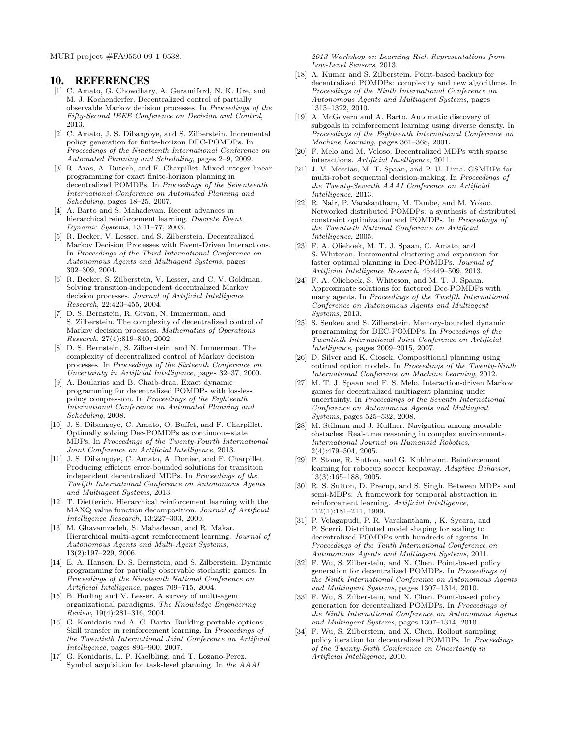MURI project #FA9550-09-1-0538.

## 10. REFERENCES

[1] C. Amato, G. Chowdhary, A. Geramifard, N. K. Ure, and M. J. Kochenderfer. Decentralized control of partially observable Markov decision processes. In *Proceedings of the Fifty-Second IEEE Conference on Decision and Control*, 2013.

[2] C. Amato, J. S. Dibangoye, and S. Zilberstein. Incremental policy generation for finite-horizon DEC-POMDPs. In *Proceedings of the Nineteenth International Conference on Automated Planning and Scheduling*, pages 2–9, 2009.

[3] R. Aras, A. Dutech, and F. Charpillet. Mixed integer linear programming for exact finite-horizon planning in decentralized POMDPs. In *Proceedings of the Seventeenth International Conference on Automated Planning and Scheduling*, pages 18–25, 2007.

[4] A. Barto and S. Mahadevan. Recent advances in hierarchical reinforcement learning. *Discrete Event Dynamic Systems*, 13:41–77, 2003.

[5] R. Becker, V. Lesser, and S. Zilberstein. Decentralized Markov Decision Processes with Event-Driven Interactions. In *Proceedings of the Third International Conference on Autonomous Agents and Multiagent Systems*, pages 302–309, 2004.

[6] R. Becker, S. Zilberstein, V. Lesser, and C. V. Goldman. Solving transition-independent decentralized Markov decision processes. *Journal of Artificial Intelligence Research*, 22:423–455, 2004.

[7] D. S. Bernstein, R. Givan, N. Immerman, and S. Zilberstein. The complexity of decentralized control of Markov decision processes. *Mathematics of Operations Research*, 27(4):819–840, 2002.

[8] D. S. Bernstein, S. Zilberstein, and N. Immerman. The complexity of decentralized control of Markov decision processes. In *Proceedings of the Sixteenth Conference on Uncertainty in Artificial Intelligence*, pages 32–37, 2000.

[9] A. Boularias and B. Chaib-draa. Exact dynamic programming for decentralized POMDPs with lossless policy compression. In *Proceedings of the Eighteenth International Conference on Automated Planning and Scheduling*, 2008.

[10] J. S. Dibangoye, C. Amato, O. Buffet, and F. Charpillet. Optimally solving Dec-POMDPs as continuous-state MDPs. In *Proceedings of the Twenty-Fourth International Joint Conference on Artificial Intelligence*, 2013.

[11] J. S. Dibangoye, C. Amato, A. Doniec, and F. Charpillet. Producing efficient error-bounded solutions for transition independent decentralized MDPs. In *Proceedings of the Twelfth International Conference on Autonomous Agents and Multiagent Systems*, 2013.

[12] T. Dietterich. Hierarchical reinforcement learning with the MAXQ value function decomposition. *Journal of Artificial Intelligence Research*, 13:227–303, 2000.

[13] M. Ghavamzadeh, S. Mahadevan, and R. Makar. Hierarchical multi-agent reinforcement learning. *Journal of Autonomous Agents and Multi-Agent Systems*, 13(2):197–229, 2006.

[14] E. A. Hansen, D. S. Bernstein, and S. Zilberstein. Dynamic programming for partially observable stochastic games. In *Proceedings of the Nineteenth National Conference on Artificial Intelligence*, pages 709–715, 2004.

[15] B. Horling and V. Lesser. A survey of multi-agent organizational paradigms. *The Knowledge Engineering Review*, 19(4):281–316, 2004.

[16] G. Konidaris and A. G. Barto. Building portable options: Skill transfer in reinforcement learning. In *Proceedings of the Twentieth International Joint Conference on Artificial Intelligence*, pages 895–900, 2007.

[17] G. Konidaris, L. P. Kaelbling, and T. Lozano-Perez. Symbol acquisition for task-level planning. In *the AAAI 2013 Workshop on Learning Rich Representations from Low-Level Sensors*, 2013.

[18] A. Kumar and S. Zilberstein. Point-based backup for decentralized POMDPs: complexity and new algorithms. In *Proceedings of the Ninth International Conference on Autonomous Agents and Multiagent Systems*, pages 1315–1322, 2010.

[19] A. McGovern and A. Barto. Automatic discovery of subgoals in reinforcement learning using diverse density. In *Proceedings of the Eighteenth International Conference on Machine Learning*, pages 361–368, 2001.

[20] F. Melo and M. Veloso. Decentralized MDPs with sparse interactions. *Artificial Intelligence*, 2011.

[21] J. V. Messias, M. T. Spaan, and P. U. Lima. GSMDPs for multi-robot sequential decision-making. In *Proceedings of the Twenty-Seventh AAAI Conference on Artificial Intelligence*, 2013.

[22] R. Nair, P. Varakantham, M. Tambe, and M. Yokoo. Networked distributed POMDPs: a synthesis of distributed constraint optimization and POMDPs. In *Proceedings of the Twentieth National Conference on Artificial Intelligence*, 2005.

[23] F. A. Oliehoek, M. T. J. Spaan, C. Amato, and S. Whiteson. Incremental clustering and expansion for faster optimal planning in Dec-POMDPs. *Journal of Artificial Intelligence Research*, 46:449–509, 2013.

[24] F. A. Oliehoek, S. Whiteson, and M. T. J. Spaan. Approximate solutions for factored Dec-POMDPs with many agents. In *Proceedings of the Twelfth International Conference on Autonomous Agents and Multiagent Systems*, 2013.

[25] S. Seuken and S. Zilberstein. Memory-bounded dynamic programming for DEC-POMDPs. In *Proceedings of the Twentieth International Joint Conference on Artificial Intelligence*, pages 2009–2015, 2007.

[26] D. Silver and K. Ciosek. Compositional planning using optimal option models. In *Proceedings of the Twenty-Ninth International Conference on Machine Learning*, 2012.

[27] M. T. J. Spaan and F. S. Melo. Interaction-driven Markov games for decentralized multiagent planning under uncertainty. In *Proceedings of the Seventh International Conference on Autonomous Agents and Multiagent Systems*, pages 525–532, 2008.

[28] M. Stilman and J. Kuffner. Navigation among movable obstacles: Real-time reasoning in complex environments. *International Journal on Humanoid Robotics*, 2(4):479–504, 2005.

[29] P. Stone, R. Sutton, and G. Kuhlmann. Reinforcement learning for robocup soccer keepaway. *Adaptive Behavior*, 13(3):165–188, 2005.

[30] R. S. Sutton, D. Precup, and S. Singh. Between MDPs and semi-MDPs: A framework for temporal abstraction in reinforcement learning. *Artificial Intelligence*, 112(1):181–211, 1999.

[31] P. Velagapudi, P. R. Varakantham, , K. Sycara, and P. Scerri. Distributed model shaping for scaling to decentralized POMDPs with hundreds of agents. In *Proceedings of the Tenth International Conference on Autonomous Agents and Multiagent Systems*, 2011.

[32] F. Wu, S. Zilberstein, and X. Chen. Point-based policy generation for decentralized POMDPs. In *Proceedings of the Ninth International Conference on Autonomous Agents and Multiagent Systems*, pages 1307–1314, 2010.

[33] F. Wu, S. Zilberstein, and X. Chen. Point-based policy generation for decentralized POMDPs. In *Proceedings of the Ninth International Conference on Autonomous Agents and Multiagent Systems*, pages 1307–1314, 2010.

[34] F. Wu, S. Zilberstein, and X. Chen. Rollout sampling policy iteration for decentralized POMDPs. In *Proceedings of the Twenty-Sixth Conference on Uncertainty in Artificial Intelligence*, 2010.